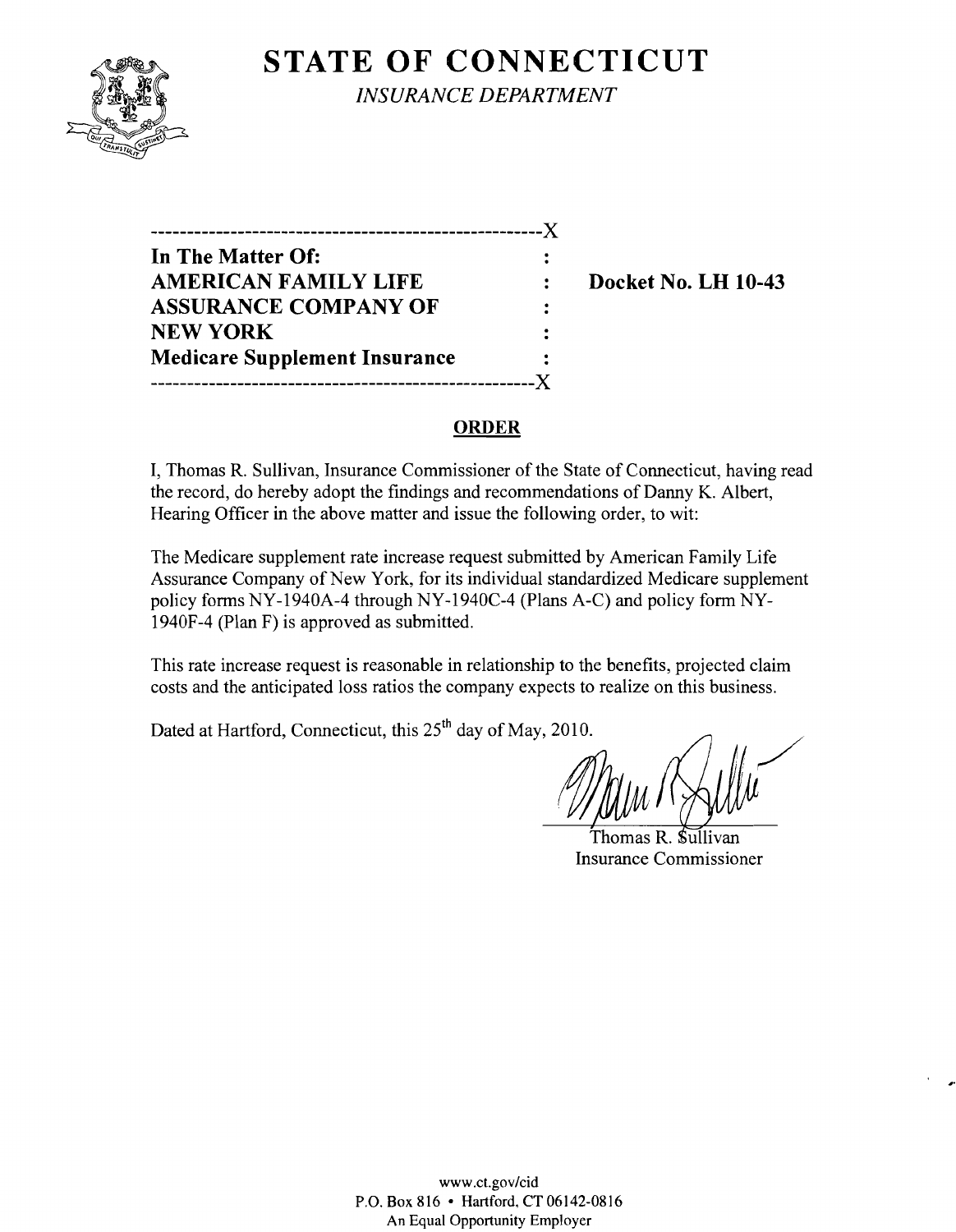# STATE OF CONNECTICUT

*INSURANCE DEPARTMENT*

```
----------------------------------------------------X
In The Matter Of:                                   :
AMERICAN FAMILY LIFE                                :     Docket No. LH 10-43
ASSURANCE COMPANY OF                                :
NEW YORK                                            :
Medicare Supplement Insurance                       :
----------------------------------------------------X
```

**In The Matter Of:**
**AMERICAN FAMILY LIFE ASSURANCE COMPANY OF NEW YORK**
**Medicare Supplement Insurance**

**Docket No. LH 10-43**

## ORDER

I, Thomas R. Sullivan, Insurance Commissioner of the State of Connecticut, having read the record, do hereby adopt the findings and recommendations of Danny K. Albert, Hearing Officer in the above matter and issue the following order, to wit:

The Medicare supplement rate increase request submitted by American Family Life Assurance Company of New York, for its individual standardized Medicare supplement policy forms NY-1940A-4 through NY-1940C-4 (Plans A-C) and policy form NY-1940F-4 (Plan F) is approved as submitted.

This rate increase request is reasonable in relationship to the benefits, projected claim costs and the anticipated loss ratios the company expects to realize on this business.

Dated at Hartford, Connecticut, this 25th day of May, 2010.

Thomas R. Sullivan
Insurance Commissioner

www.ct.gov/cid
P.O. Box 816 • Hartford, CT 06142-0816
An Equal Opportunity Employer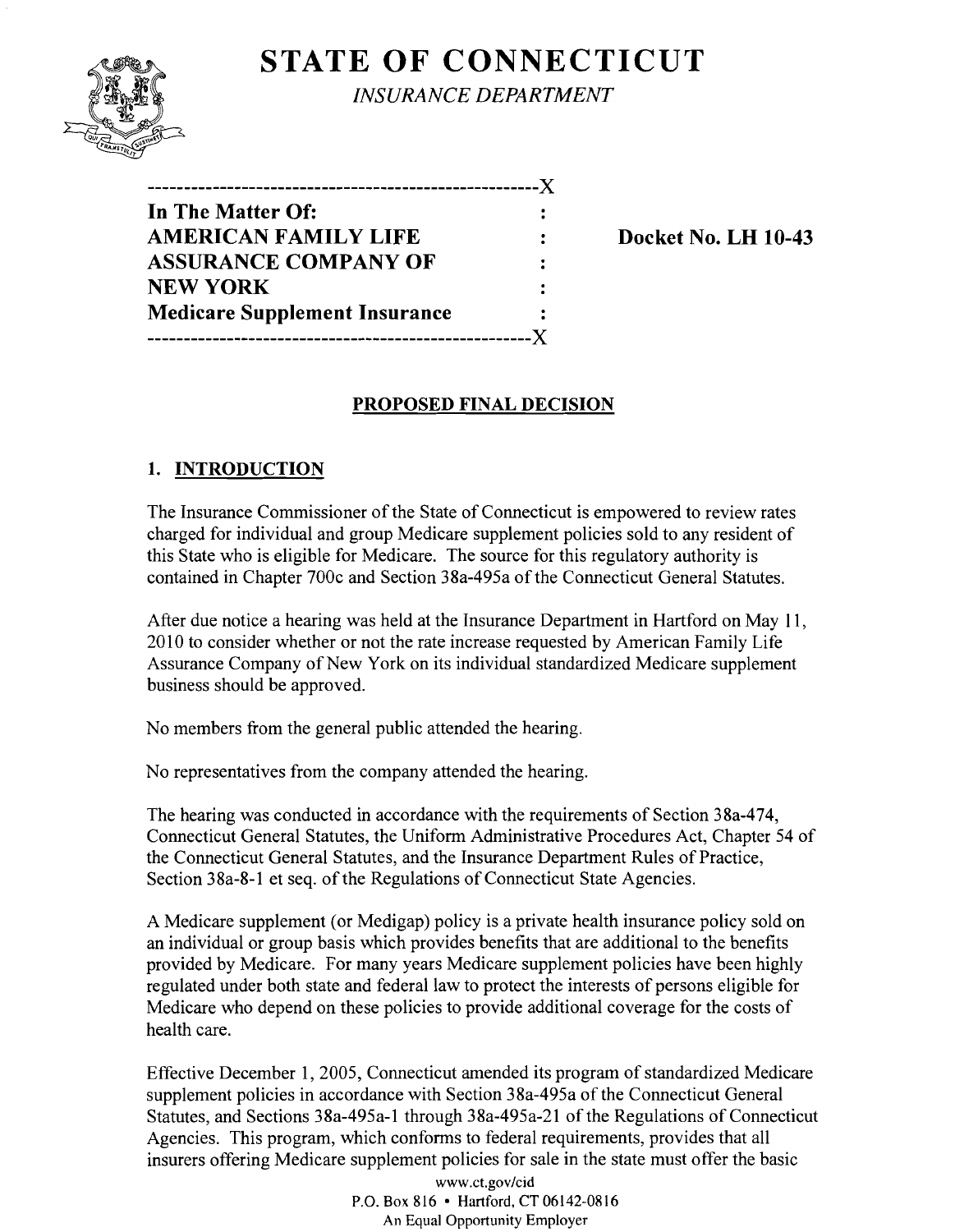# STATE OF CONNECTICUT

*INSURANCE DEPARTMENT*

```
----------------------------------------------------X
In The Matter Of:                                   :
AMERICAN FAMILY LIFE                                :
ASSURANCE COMPANY OF                                :
NEW YORK                                            :
Medicare Supplement Insurance                       :
----------------------------------------------------X
```

**Docket No. LH 10-43**

## PROPOSED FINAL DECISION

## 1. INTRODUCTION

The Insurance Commissioner of the State of Connecticut is empowered to review rates charged for individual and group Medicare supplement policies sold to any resident of this State who is eligible for Medicare. The source for this regulatory authority is contained in Chapter 700c and Section 38a-495a of the Connecticut General Statutes.

After due notice a hearing was held at the Insurance Department in Hartford on May 11, 2010 to consider whether or not the rate increase requested by American Family Life Assurance Company of New York on its individual standardized Medicare supplement business should be approved.

No members from the general public attended the hearing.

No representatives from the company attended the hearing.

The hearing was conducted in accordance with the requirements of Section 38a-474, Connecticut General Statutes, the Uniform Administrative Procedures Act, Chapter 54 of the Connecticut General Statutes, and the Insurance Department Rules of Practice, Section 38a-8-1 et seq. of the Regulations of Connecticut State Agencies.

A Medicare supplement (or Medigap) policy is a private health insurance policy sold on an individual or group basis which provides benefits that are additional to the benefits provided by Medicare. For many years Medicare supplement policies have been highly regulated under both state and federal law to protect the interests of persons eligible for Medicare who depend on these policies to provide additional coverage for the costs of health care.

Effective December 1, 2005, Connecticut amended its program of standardized Medicare supplement policies in accordance with Section 38a-495a of the Connecticut General Statutes, and Sections 38a-495a-1 through 38a-495a-21 of the Regulations of Connecticut Agencies. This program, which conforms to federal requirements, provides that all insurers offering Medicare supplement policies for sale in the state must offer the basic

www.ct.gov/cid
P.O. Box 816 • Hartford, CT 06142-0816
An Equal Opportunity Employer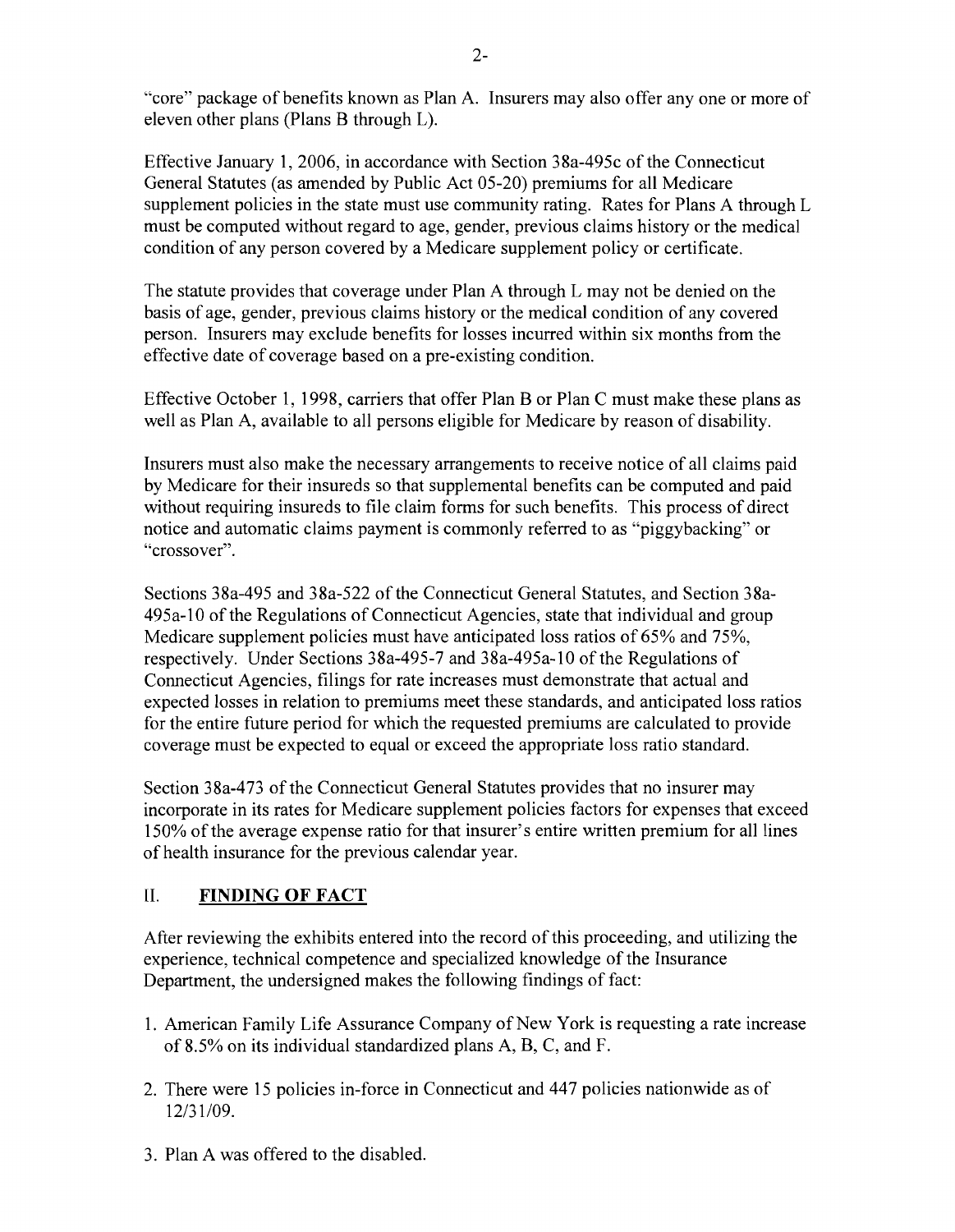"core" package of benefits known as Plan A. Insurers may also offer any one or more of eleven other plans (Plans B through L).

Effective January 1, 2006, in accordance with Section 38a-495c of the Connecticut General Statutes (as amended by Public Act 05-20) premiums for all Medicare supplement policies in the state must use community rating. Rates for Plans A through L must be computed without regard to age, gender, previous claims history or the medical condition of any person covered by a Medicare supplement policy or certificate.

The statute provides that coverage under Plan A through L may not be denied on the basis of age, gender, previous claims history or the medical condition of any covered person. Insurers may exclude benefits for losses incurred within six months from the effective date of coverage based on a pre-existing condition.

Effective October 1, 1998, carriers that offer Plan B or Plan C must make these plans as well as Plan A, available to all persons eligible for Medicare by reason of disability.

Insurers must also make the necessary arrangements to receive notice of all claims paid by Medicare for their insureds so that supplemental benefits can be computed and paid without requiring insureds to file claim forms for such benefits. This process of direct notice and automatic claims payment is commonly referred to as "piggybacking" or "crossover".

Sections 38a-495 and 38a-522 of the Connecticut General Statutes, and Section 38a-495a-10 of the Regulations of Connecticut Agencies, state that individual and group Medicare supplement policies must have anticipated loss ratios of 65% and 75%, respectively. Under Sections 38a-495-7 and 38a-495a-10 of the Regulations of Connecticut Agencies, filings for rate increases must demonstrate that actual and expected losses in relation to premiums meet these standards, and anticipated loss ratios for the entire future period for which the requested premiums are calculated to provide coverage must be expected to equal or exceed the appropriate loss ratio standard.

Section 38a-473 of the Connecticut General Statutes provides that no insurer may incorporate in its rates for Medicare supplement policies factors for expenses that exceed 150% of the average expense ratio for that insurer's entire written premium for all lines of health insurance for the previous calendar year.

## II. FINDING OF FACT

After reviewing the exhibits entered into the record of this proceeding, and utilizing the experience, technical competence and specialized knowledge of the Insurance Department, the undersigned makes the following findings of fact:

1. American Family Life Assurance Company of New York is requesting a rate increase of 8.5% on its individual standardized plans A, B, C, and F.
2. There were 15 policies in-force in Connecticut and 447 policies nationwide as of 12/31/09.
3. Plan A was offered to the disabled.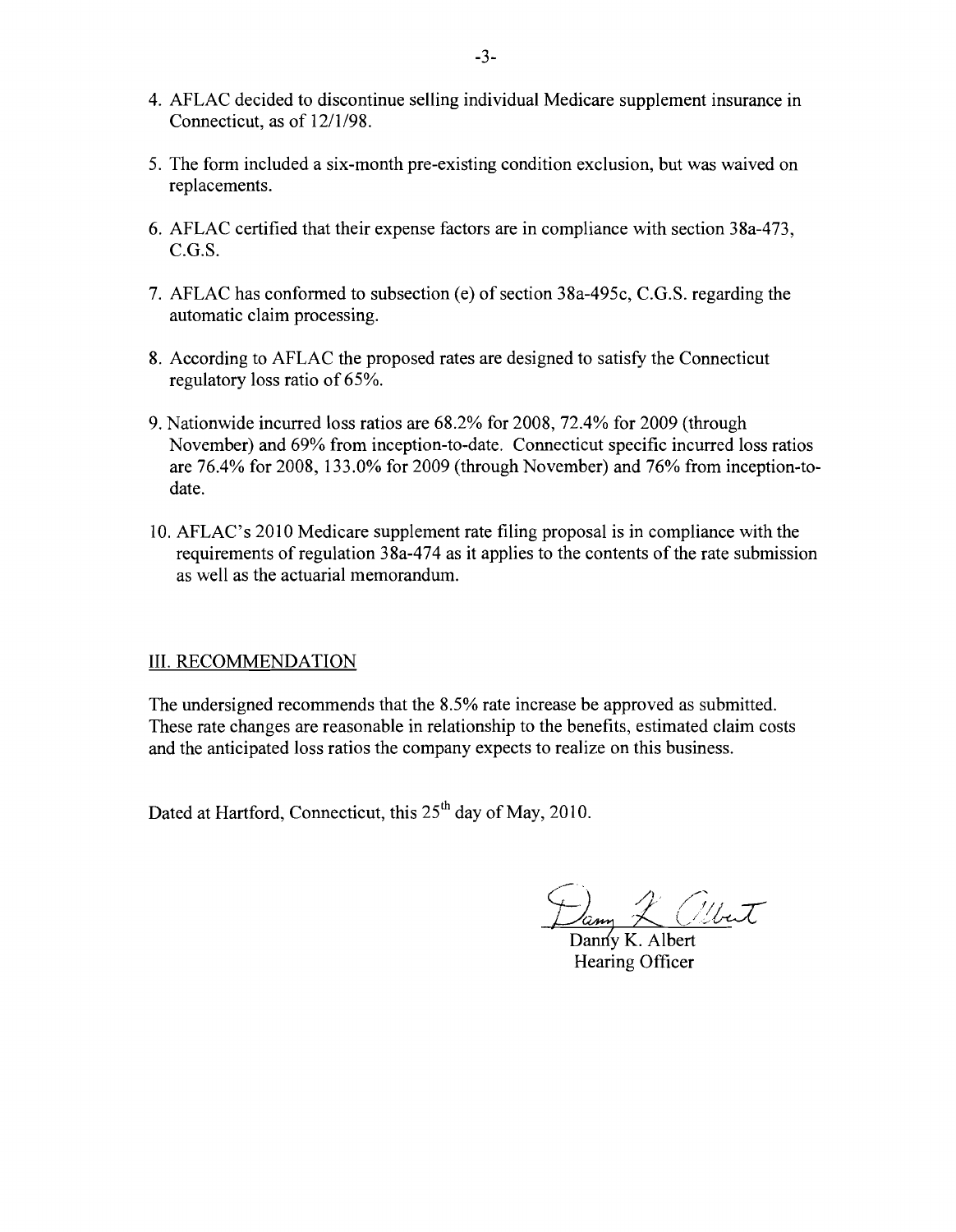4. AFLAC decided to discontinue selling individual Medicare supplement insurance in Connecticut, as of 12/1/98.

5. The form included a six-month pre-existing condition exclusion, but was waived on replacements.

6. AFLAC certified that their expense factors are in compliance with section 38a-473, C.G.S.

7. AFLAC has conformed to subsection (e) of section 38a-495c, C.G.S. regarding the automatic claim processing.

8. According to AFLAC the proposed rates are designed to satisfy the Connecticut regulatory loss ratio of 65%.

9. Nationwide incurred loss ratios are 68.2% for 2008, 72.4% for 2009 (through November) and 69% from inception-to-date. Connecticut specific incurred loss ratios are 76.4% for 2008, 133.0% for 2009 (through November) and 76% from inception-to-date.

10. AFLAC's 2010 Medicare supplement rate filing proposal is in compliance with the requirements of regulation 38a-474 as it applies to the contents of the rate submission as well as the actuarial memorandum.

## III. RECOMMENDATION

The undersigned recommends that the 8.5% rate increase be approved as submitted. These rate changes are reasonable in relationship to the benefits, estimated claim costs and the anticipated loss ratios the company expects to realize on this business.

Dated at Hartford, Connecticut, this 25th day of May, 2010.

Danny K. Albert
Hearing Officer